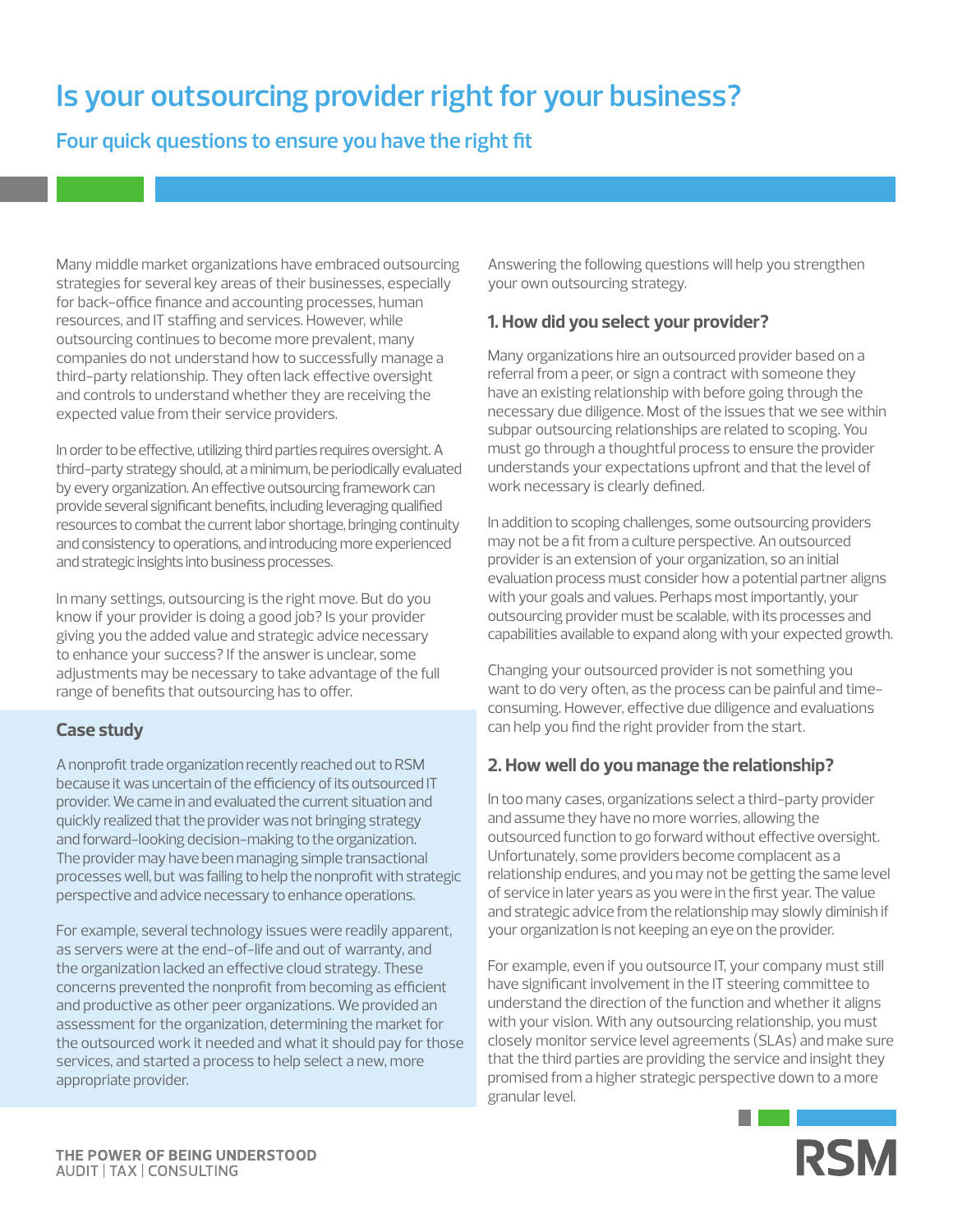# Is your outsourcing provider right for your business?

## Four quick questions to ensure you have the right fit

Many middle market organizations have embraced outsourcing strategies for several key areas of their businesses, especially for back-office finance and accounting processes, human resources, and IT staffing and services. However, while outsourcing continues to become more prevalent, many companies do not understand how to successfully manage a third-party relationship. They often lack effective oversight and controls to understand whether they are receiving the expected value from their service providers.

In order to be effective, utilizing third parties requires oversight. A third-party strategy should, at a minimum, be periodically evaluated by every organization. An effective outsourcing framework can provide several significant benefits, including leveraging qualified resources to combat the current labor shortage, bringing continuity and consistency to operations, and introducing more experienced and strategic insights into business processes.

In many settings, outsourcing is the right move. But do you know if your provider is doing a good job? Is your provider giving you the added value and strategic advice necessary to enhance your success? If the answer is unclear, some adjustments may be necessary to take advantage of the full range of benefits that outsourcing has to offer.

### Case study

A nonprofit trade organization recently reached out to RSM because it was uncertain of the efficiency of its outsourced IT provider. We came in and evaluated the current situation and quickly realized that the provider was not bringing strategy and forward-looking decision-making to the organization. The provider may have been managing simple transactional processes well, but was failing to help the nonprofit with strategic perspective and advice necessary to enhance operations.

For example, several technology issues were readily apparent, as servers were at the end-of-life and out of warranty, and the organization lacked an effective cloud strategy. These concerns prevented the nonprofit from becoming as efficient and productive as other peer organizations. We provided an assessment for the organization, determining the market for the outsourced work it needed and what it should pay for those services, and started a process to help select a new, more appropriate provider.

Answering the following questions will help you strengthen your own outsourcing strategy.

### 1. How did you select your provider?

Many organizations hire an outsourced provider based on a referral from a peer, or sign a contract with someone they have an existing relationship with before going through the necessary due diligence. Most of the issues that we see within subpar outsourcing relationships are related to scoping. You must go through a thoughtful process to ensure the provider understands your expectations upfront and that the level of work necessary is clearly defined.

In addition to scoping challenges, some outsourcing providers may not be a fit from a culture perspective. An outsourced provider is an extension of your organization, so an initial evaluation process must consider how a potential partner aligns with your goals and values. Perhaps most importantly, your outsourcing provider must be scalable, with its processes and capabilities available to expand along with your expected growth.

Changing your outsourced provider is not something you want to do very often, as the process can be painful and time-consuming. However, effective due diligence and evaluations can help you find the right provider from the start.

### 2. How well do you manage the relationship?

In too many cases, organizations select a third-party provider and assume they have no more worries, allowing the outsourced function to go forward without effective oversight. Unfortunately, some providers become complacent as a relationship endures, and you may not be getting the same level of service in later years as you were in the first year. The value and strategic advice from the relationship may slowly diminish if your organization is not keeping an eye on the provider.

For example, even if you outsource IT, your company must still have significant involvement in the IT steering committee to understand the direction of the function and whether it aligns with your vision. With any outsourcing relationship, you must closely monitor service level agreements (SLAs) and make sure that the third parties are providing the service and insight they promised from a higher strategic perspective down to a more granular level.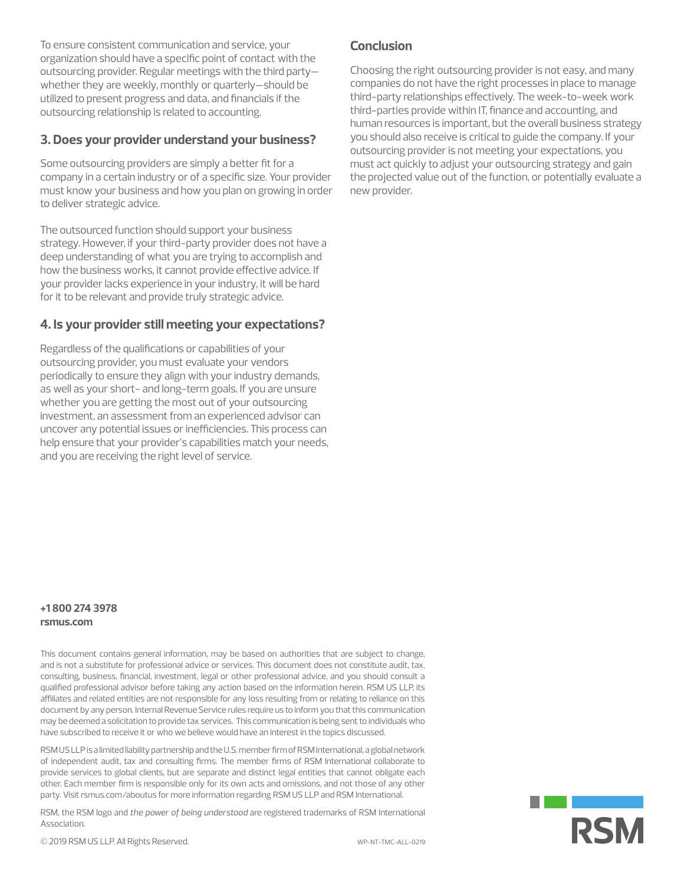To ensure consistent communication and service, your organization should have a specific point of contact with the outsourcing provider. Regular meetings with the third party—whether they are weekly, monthly or quarterly—should be utilized to present progress and data, and financials if the outsourcing relationship is related to accounting.

## 3. Does your provider understand your business?

Some outsourcing providers are simply a better fit for a company in a certain industry or of a specific size. Your provider must know your business and how you plan on growing in order to deliver strategic advice.

The outsourced function should support your business strategy. However, if your third-party provider does not have a deep understanding of what you are trying to accomplish and how the business works, it cannot provide effective advice. If your provider lacks experience in your industry, it will be hard for it to be relevant and provide truly strategic advice.

## 4. Is your provider still meeting your expectations?

Regardless of the qualifications or capabilities of your outsourcing provider, you must evaluate your vendors periodically to ensure they align with your industry demands, as well as your short- and long-term goals. If you are unsure whether you are getting the most out of your outsourcing investment, an assessment from an experienced advisor can uncover any potential issues or inefficiencies. This process can help ensure that your provider's capabilities match your needs, and you are receiving the right level of service.

## Conclusion

Choosing the right outsourcing provider is not easy, and many companies do not have the right processes in place to manage third-party relationships effectively. The week-to-week work third-parties provide within IT, finance and accounting, and human resources is important, but the overall business strategy you should also receive is critical to guide the company. If your outsourcing provider is not meeting your expectations, you must act quickly to adjust your outsourcing strategy and gain the projected value out of the function, or potentially evaluate a new provider.

**+1 800 274 3978**
**rsmus.com**

This document contains general information, may be based on authorities that are subject to change, and is not a substitute for professional advice or services. This document does not constitute audit, tax, consulting, business, financial, investment, legal or other professional advice, and you should consult a qualified professional advisor before taking any action based on the information herein. RSM US LLP, its affiliates and related entities are not responsible for any loss resulting from or relating to reliance on this document by any person. Internal Revenue Service rules require us to inform you that this communication may be deemed a solicitation to provide tax services. This communication is being sent to individuals who have subscribed to receive it or who we believe would have an interest in the topics discussed.

RSM US LLP is a limited liability partnership and the U.S. member firm of RSM International, a global network of independent audit, tax and consulting firms. The member firms of RSM International collaborate to provide services to global clients, but are separate and distinct legal entities that cannot obligate each other. Each member firm is responsible only for its own acts and omissions, and not those of any other party. Visit rsmus.com/aboutus for more information regarding RSM US LLP and RSM International.

RSM, the RSM logo and *the power of being understood* are registered trademarks of RSM International Association.

© 2019 RSM US LLP. All Rights Reserved.

WP-NT-TMC-ALL-0219

RSM